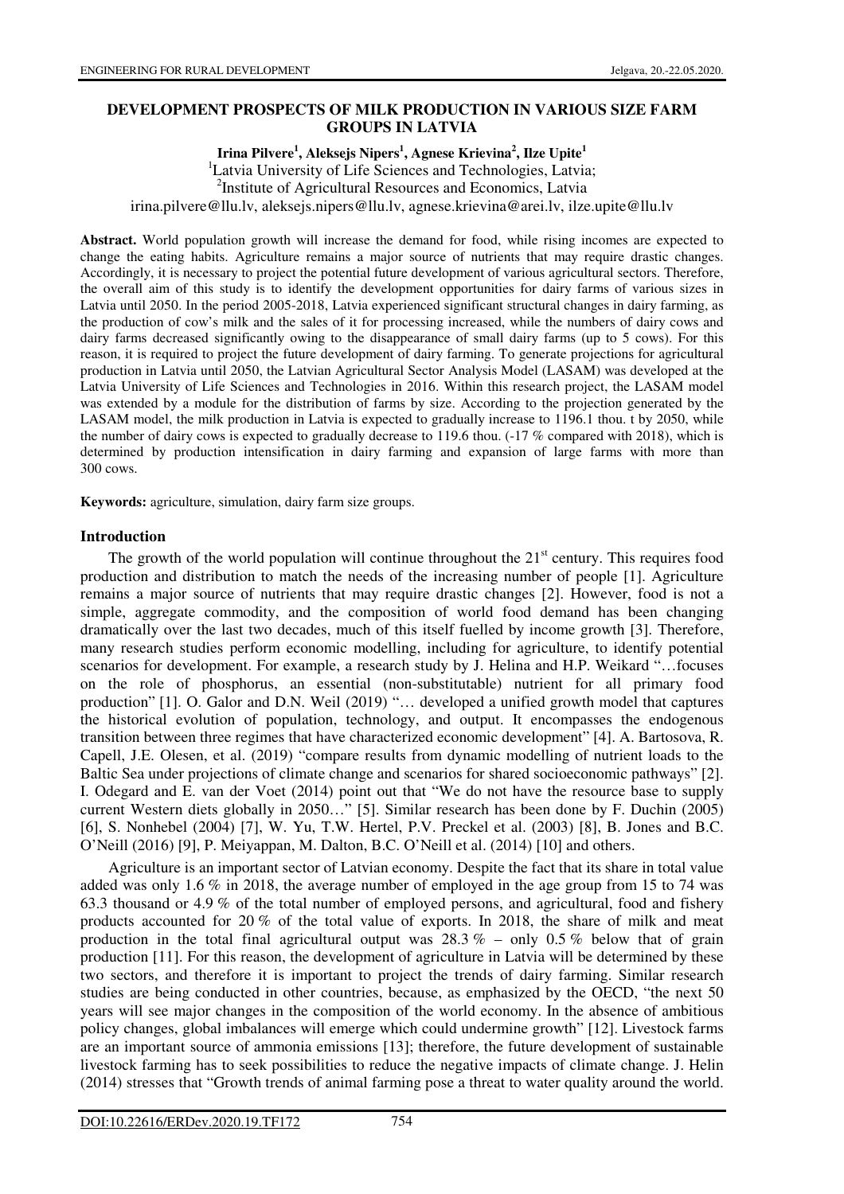# DEVELOPMENT PROSPECTS OF MILK PRODUCTION IN VARIOUS SIZE FARM GROUPS IN LATVIA

**Irina Pilvere[1], Aleksejs Nipers[1], Agnese Krievina[2], Ilze Upite[1]**

[1]Latvia University of Life Sciences and Technologies, Latvia;
[2]Institute of Agricultural Resources and Economics, Latvia
irina.pilvere@llu.lv, aleksejs.nipers@llu.lv, agnese.krievina@arei.lv, ilze.upite@llu.lv

**Abstract.** World population growth will increase the demand for food, while rising incomes are expected to change the eating habits. Agriculture remains a major source of nutrients that may require drastic changes. Accordingly, it is necessary to project the potential future development of various agricultural sectors. Therefore, the overall aim of this study is to identify the development opportunities for dairy farms of various sizes in Latvia until 2050. In the period 2005-2018, Latvia experienced significant structural changes in dairy farming, as the production of cow's milk and the sales of it for processing increased, while the numbers of dairy cows and dairy farms decreased significantly owing to the disappearance of small dairy farms (up to 5 cows). For this reason, it is required to project the future development of dairy farming. To generate projections for agricultural production in Latvia until 2050, the Latvian Agricultural Sector Analysis Model (LASAM) was developed at the Latvia University of Life Sciences and Technologies in 2016. Within this research project, the LASAM model was extended by a module for the distribution of farms by size. According to the projection generated by the LASAM model, the milk production in Latvia is expected to gradually increase to 1196.1 thou. t by 2050, while the number of dairy cows is expected to gradually decrease to 119.6 thou. (-17 % compared with 2018), which is determined by production intensification in dairy farming and expansion of large farms with more than 300 cows.

**Keywords:** agriculture, simulation, dairy farm size groups.

## Introduction

The growth of the world population will continue throughout the 21st century. This requires food production and distribution to match the needs of the increasing number of people [1]. Agriculture remains a major source of nutrients that may require drastic changes [2]. However, food is not a simple, aggregate commodity, and the composition of world food demand has been changing dramatically over the last two decades, much of this itself fuelled by income growth [3]. Therefore, many research studies perform economic modelling, including for agriculture, to identify potential scenarios for development. For example, a research study by J. Helina and H.P. Weikard "…focuses on the role of phosphorus, an essential (non-substitutable) nutrient for all primary food production" [1]. O. Galor and D.N. Weil (2019) "… developed a unified growth model that captures the historical evolution of population, technology, and output. It encompasses the endogenous transition between three regimes that have characterized economic development" [4]. A. Bartosova, R. Capell, J.E. Olesen, et al. (2019) "compare results from dynamic modelling of nutrient loads to the Baltic Sea under projections of climate change and scenarios for shared socioeconomic pathways" [2]. I. Odegard and E. van der Voet (2014) point out that "We do not have the resource base to supply current Western diets globally in 2050…" [5]. Similar research has been done by F. Duchin (2005) [6], S. Nonhebel (2004) [7], W. Yu, T.W. Hertel, P.V. Preckel et al. (2003) [8], B. Jones and B.C. O'Neill (2016) [9], P. Meiyappan, M. Dalton, B.C. O'Neill et al. (2014) [10] and others.

Agriculture is an important sector of Latvian economy. Despite the fact that its share in total value added was only 1.6 % in 2018, the average number of employed in the age group from 15 to 74 was 63.3 thousand or 4.9 % of the total number of employed persons, and agricultural, food and fishery products accounted for 20 % of the total value of exports. In 2018, the share of milk and meat production in the total final agricultural output was 28.3 % – only 0.5 % below that of grain production [11]. For this reason, the development of agriculture in Latvia will be determined by these two sectors, and therefore it is important to project the trends of dairy farming. Similar research studies are being conducted in other countries, because, as emphasized by the OECD, "the next 50 years will see major changes in the composition of the world economy. In the absence of ambitious policy changes, global imbalances will emerge which could undermine growth" [12]. Livestock farms are an important source of ammonia emissions [13]; therefore, the future development of sustainable livestock farming has to seek possibilities to reduce the negative impacts of climate change. J. Helin (2014) stresses that "Growth trends of animal farming pose a threat to water quality around the world.

DOI:10.22616/ERDev.2020.19.TF172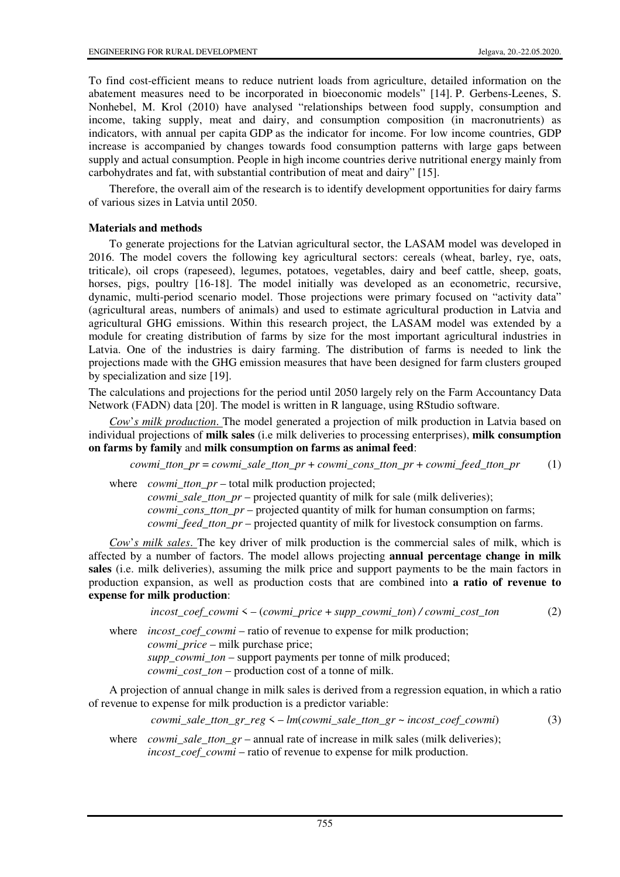To find cost-efficient means to reduce nutrient loads from agriculture, detailed information on the abatement measures need to be incorporated in bioeconomic models" [14]. P. Gerbens-Leenes, S. Nonhebel, M. Krol (2010) have analysed "relationships between food supply, consumption and income, taking supply, meat and dairy, and consumption composition (in macronutrients) as indicators, with annual per capita GDP as the indicator for income. For low income countries, GDP increase is accompanied by changes towards food consumption patterns with large gaps between supply and actual consumption. People in high income countries derive nutritional energy mainly from carbohydrates and fat, with substantial contribution of meat and dairy" [15].

Therefore, the overall aim of the research is to identify development opportunities for dairy farms of various sizes in Latvia until 2050.

## Materials and methods

To generate projections for the Latvian agricultural sector, the LASAM model was developed in 2016. The model covers the following key agricultural sectors: cereals (wheat, barley, rye, oats, triticale), oil crops (rapeseed), legumes, potatoes, vegetables, dairy and beef cattle, sheep, goats, horses, pigs, poultry [16-18]. The model initially was developed as an econometric, recursive, dynamic, multi-period scenario model. Those projections were primary focused on "activity data" (agricultural areas, numbers of animals) and used to estimate agricultural production in Latvia and agricultural GHG emissions. Within this research project, the LASAM model was extended by a module for creating distribution of farms by size for the most important agricultural industries in Latvia. One of the industries is dairy farming. The distribution of farms is needed to link the projections made with the GHG emission measures that have been designed for farm clusters grouped by specialization and size [19].

The calculations and projections for the period until 2050 largely rely on the Farm Accountancy Data Network (FADN) data [20]. The model is written in R language, using RStudio software.

*Cow's milk production.* The model generated a projection of milk production in Latvia based on individual projections of **milk sales** (i.e milk deliveries to processing enterprises), **milk consumption on farms by family** and **milk consumption on farms as animal feed**:

$$cowmi\_tton\_pr = cowmi\_sale\_tton\_pr + cowmi\_cons\_tton\_pr + cowmi\_feed\_tton\_pr \qquad (1)$$

where $cowmi\_tton\_pr$ – total milk production projected;
$cowmi\_sale\_tton\_pr$ – projected quantity of milk for sale (milk deliveries);
$cowmi\_cons\_tton\_pr$ – projected quantity of milk for human consumption on farms;
$cowmi\_feed\_tton\_pr$ – projected quantity of milk for livestock consumption on farms.

*Cow's milk sales.* The key driver of milk production is the commercial sales of milk, which is affected by a number of factors. The model allows projecting **annual percentage change in milk sales** (i.e. milk deliveries), assuming the milk price and support payments to be the main factors in production expansion, as well as production costs that are combined into **a ratio of revenue to expense for milk production**:

$$incost\_coef\_cowmi < -\ (cowmi\_price + supp\_cowmi\_ton)\ /\ cowmi\_cost\_ton \qquad (2)$$

where $incost\_coef\_cowmi$ – ratio of revenue to expense for milk production;
$cowmi\_price$ – milk purchase price;
$supp\_cowmi\_ton$ – support payments per tonne of milk produced;
$cowmi\_cost\_ton$ – production cost of a tonne of milk.

A projection of annual change in milk sales is derived from a regression equation, in which a ratio of revenue to expense for milk production is a predictor variable:

$$cowmi\_sale\_tton\_gr\_reg < -\ lm(cowmi\_sale\_tton\_gr \sim incost\_coef\_cowmi) \qquad (3)$$

where $cowmi\_sale\_tton\_gr$ – annual rate of increase in milk sales (milk deliveries);
$incost\_coef\_cowmi$ – ratio of revenue to expense for milk production.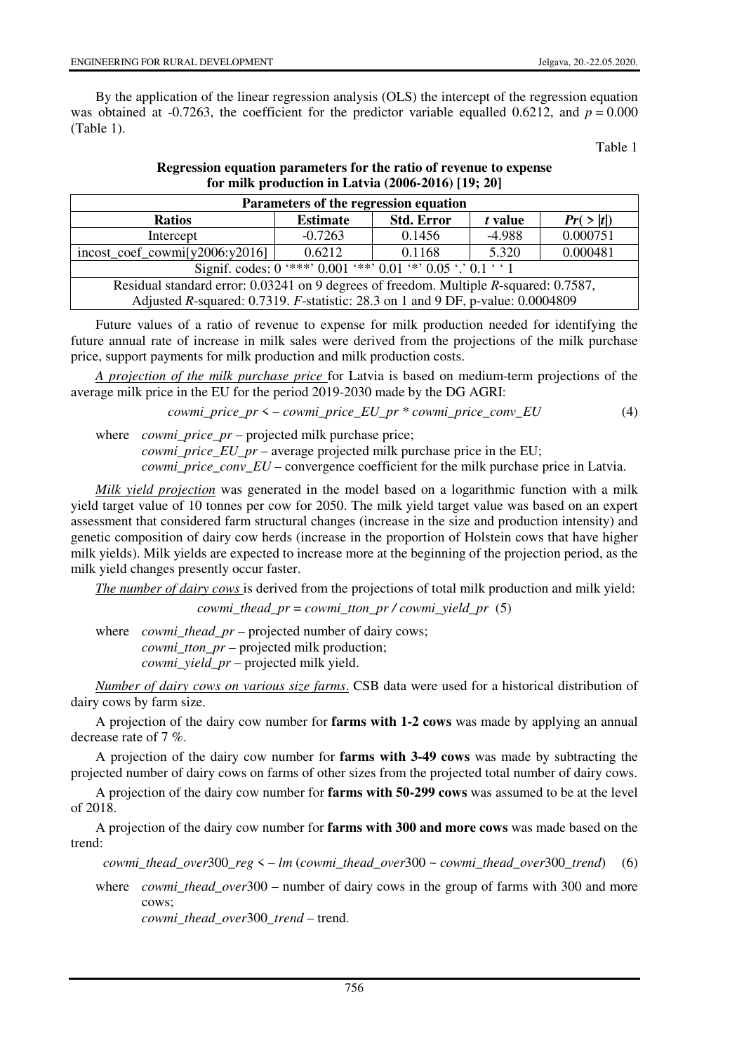By the application of the linear regression analysis (OLS) the intercept of the regression equation was obtained at -0.7263, the coefficient for the predictor variable equalled 0.6212, and $p = 0.000$ (Table 1).

Table 1

**Regression equation parameters for the ratio of revenue to expense for milk production in Latvia (2006-2016) [19; 20]**

| Parameters of the regression equation | | | | |
|---|---|---|---|---|
| **Ratios** | **Estimate** | **Std. Error** | ***t* value** | ***Pr*( > \|*t*\|)** |
| Intercept | -0.7263 | 0.1456 | -4.988 | 0.000751 |
| incost_coef_cowmi[y2006:y2016] | 0.6212 | 0.1168 | 5.320 | 0.000481 |
| Signif. codes: 0 '\*\*\*' 0.001 '\*\*' 0.01 '\*' 0.05 '.' 0.1 ' ' 1 | | | | |
| Residual standard error: 0.03241 on 9 degrees of freedom. Multiple $R$-squared: 0.7587, Adjusted $R$-squared: 0.7319. $F$-statistic: 28.3 on 1 and 9 DF, p-value: 0.0004809 | | | | |

Future values of a ratio of revenue to expense for milk production needed for identifying the future annual rate of increase in milk sales were derived from the projections of the milk purchase price, support payments for milk production and milk production costs.

*A projection of the milk purchase price* for Latvia is based on medium-term projections of the average milk price in the EU for the period 2019-2030 made by the DG AGRI:

$$cowmi\_price\_pr < - \, cowmi\_price\_EU\_pr * cowmi\_price\_conv\_EU \tag{4}$$

where *cowmi_price_pr* – projected milk purchase price;
*cowmi_price_EU_pr* – average projected milk purchase price in the EU;
*cowmi_price_conv_EU* – convergence coefficient for the milk purchase price in Latvia.

*Milk yield projection* was generated in the model based on a logarithmic function with a milk yield target value of 10 tonnes per cow for 2050. The milk yield target value was based on an expert assessment that considered farm structural changes (increase in the size and production intensity) and genetic composition of dairy cow herds (increase in the proportion of Holstein cows that have higher milk yields). Milk yields are expected to increase more at the beginning of the projection period, as the milk yield changes presently occur faster.

*The number of dairy cows* is derived from the projections of total milk production and milk yield:

$$cowmi\_thead\_pr = cowmi\_tton\_pr \, / \, cowmi\_yield\_pr \tag{5}$$

where *cowmi_thead_pr* – projected number of dairy cows;
*cowmi_tton_pr* – projected milk production;
*cowmi_yield_pr* – projected milk yield.

*Number of dairy cows on various size farms*. CSB data were used for a historical distribution of dairy cows by farm size.

A projection of the dairy cow number for **farms with 1-2 cows** was made by applying an annual decrease rate of 7 %.

A projection of the dairy cow number for **farms with 3-49 cows** was made by subtracting the projected number of dairy cows on farms of other sizes from the projected total number of dairy cows.

A projection of the dairy cow number for **farms with 50-299 cows** was assumed to be at the level of 2018.

A projection of the dairy cow number for **farms with 300 and more cows** was made based on the trend:

$$cowmi\_thead\_over300\_reg < - \, lm \, (cowmi\_thead\_over300 \sim cowmi\_thead\_over300\_trend) \tag{6}$$

where *cowmi_thead_over300* – number of dairy cows in the group of farms with 300 and more cows;
*cowmi_thead_over300_trend* – trend.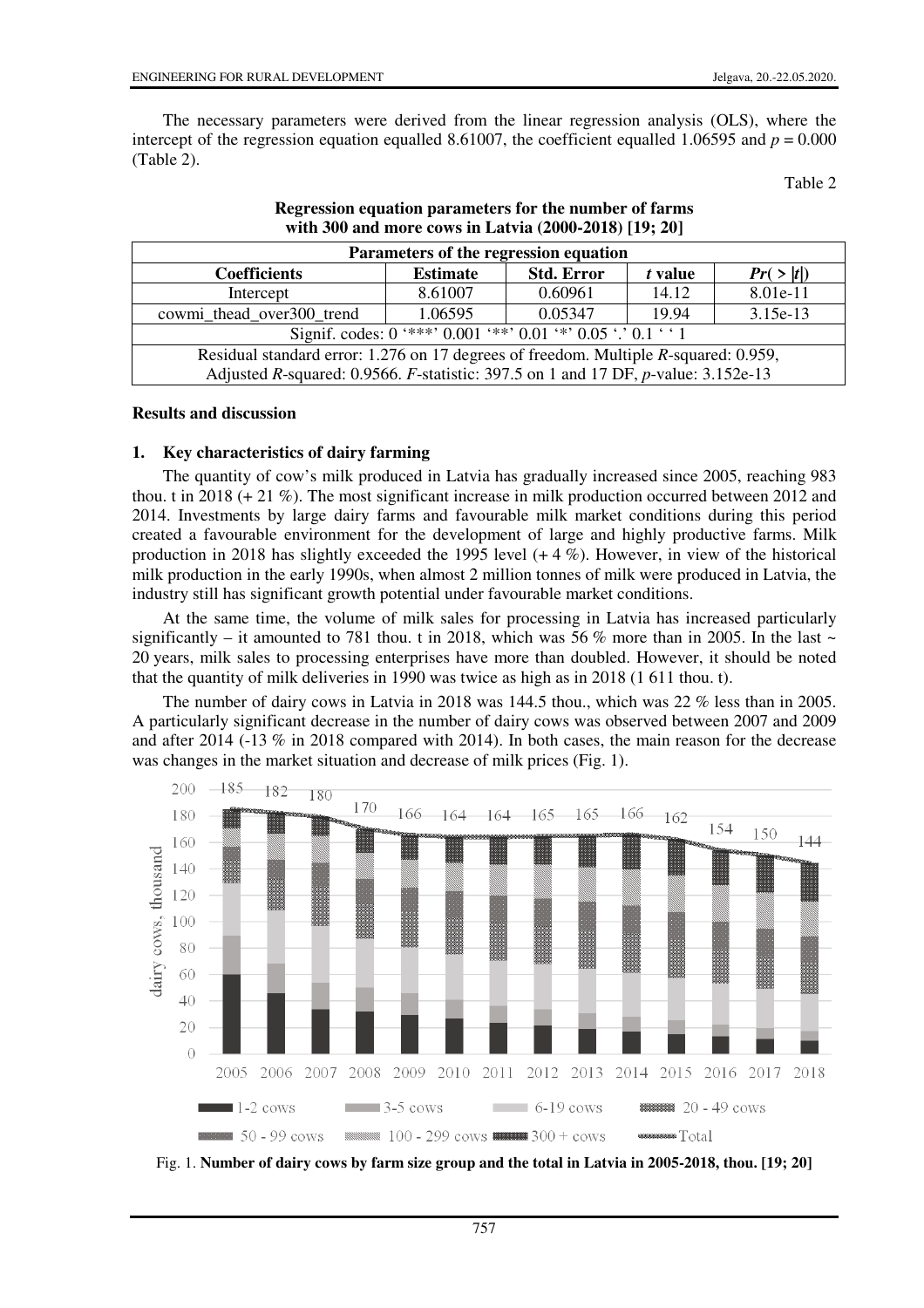The necessary parameters were derived from the linear regression analysis (OLS), where the intercept of the regression equation equalled 8.61007, the coefficient equalled 1.06595 and $p = 0.000$ (Table 2).

Table 2

**Regression equation parameters for the number of farms with 300 and more cows in Latvia (2000-2018) [19; 20]**

| Parameters of the regression equation | | | | |
|---|---|---|---|---|
| **Coefficients** | **Estimate** | **Std. Error** | ***t* value** | ***Pr*( > \|*t*\|)** |
| Intercept | 8.61007 | 0.60961 | 14.12 | 8.01e-11 |
| cowmi_thead_over300_trend | 1.06595 | 0.05347 | 19.94 | 3.15e-13 |
| Signif. codes: 0 '\*\*\*' 0.001 '\*\*' 0.01 '\*' 0.05 '.' 0.1 ' ' 1 | | | | |
| Residual standard error: 1.276 on 17 degrees of freedom. Multiple *R*-squared: 0.959, Adjusted *R*-squared: 0.9566. *F*-statistic: 397.5 on 1 and 17 DF, *p*-value: 3.152e-13 | | | | |

## Results and discussion

### 1. Key characteristics of dairy farming

The quantity of cow's milk produced in Latvia has gradually increased since 2005, reaching 983 thou. t in 2018 (+ 21 %). The most significant increase in milk production occurred between 2012 and 2014. Investments by large dairy farms and favourable milk market conditions during this period created a favourable environment for the development of large and highly productive farms. Milk production in 2018 has slightly exceeded the 1995 level (+ 4 %). However, in view of the historical milk production in the early 1990s, when almost 2 million tonnes of milk were produced in Latvia, the industry still has significant growth potential under favourable market conditions.

At the same time, the volume of milk sales for processing in Latvia has increased particularly significantly – it amounted to 781 thou. t in 2018, which was 56 % more than in 2005. In the last ~ 20 years, milk sales to processing enterprises have more than doubled. However, it should be noted that the quantity of milk deliveries in 1990 was twice as high as in 2018 (1 611 thou. t).

The number of dairy cows in Latvia in 2018 was 144.5 thou., which was 22 % less than in 2005. A particularly significant decrease in the number of dairy cows was observed between 2007 and 2009 and after 2014 (-13 % in 2018 compared with 2014). In both cases, the main reason for the decrease was changes in the market situation and decrease of milk prices (Fig. 1).

Fig. 1. **Number of dairy cows by farm size group and the total in Latvia in 2005-2018, thou. [19; 20]**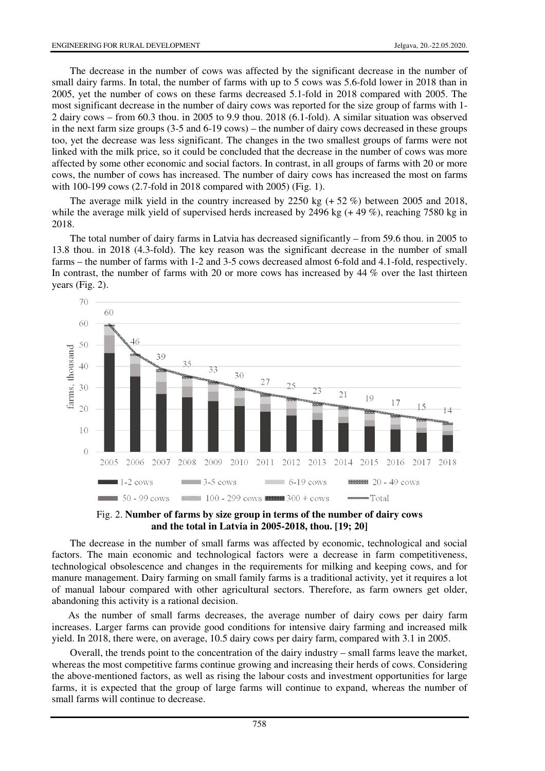The decrease in the number of cows was affected by the significant decrease in the number of small dairy farms. In total, the number of farms with up to 5 cows was 5.6-fold lower in 2018 than in 2005, yet the number of cows on these farms decreased 5.1-fold in 2018 compared with 2005. The most significant decrease in the number of dairy cows was reported for the size group of farms with 1-2 dairy cows – from 60.3 thou. in 2005 to 9.9 thou. 2018 (6.1-fold). A similar situation was observed in the next farm size groups (3-5 and 6-19 cows) – the number of dairy cows decreased in these groups too, yet the decrease was less significant. The changes in the two smallest groups of farms were not linked with the milk price, so it could be concluded that the decrease in the number of cows was more affected by some other economic and social factors. In contrast, in all groups of farms with 20 or more cows, the number of cows has increased. The number of dairy cows has increased the most on farms with 100-199 cows (2.7-fold in 2018 compared with 2005) (Fig. 1).

The average milk yield in the country increased by 2250 kg (+ 52 %) between 2005 and 2018, while the average milk yield of supervised herds increased by 2496 kg (+ 49 %), reaching 7580 kg in 2018.

The total number of dairy farms in Latvia has decreased significantly – from 59.6 thou. in 2005 to 13.8 thou. in 2018 (4.3-fold). The key reason was the significant decrease in the number of small farms – the number of farms with 1-2 and 3-5 cows decreased almost 6-fold and 4.1-fold, respectively. In contrast, the number of farms with 20 or more cows has increased by 44 % over the last thirteen years (Fig. 2).

Fig. 2. **Number of farms by size group in terms of the number of dairy cows and the total in Latvia in 2005-2018, thou. [19; 20]**

The decrease in the number of small farms was affected by economic, technological and social factors. The main economic and technological factors were a decrease in farm competitiveness, technological obsolescence and changes in the requirements for milking and keeping cows, and for manure management. Dairy farming on small family farms is a traditional activity, yet it requires a lot of manual labour compared with other agricultural sectors. Therefore, as farm owners get older, abandoning this activity is a rational decision.

As the number of small farms decreases, the average number of dairy cows per dairy farm increases. Larger farms can provide good conditions for intensive dairy farming and increased milk yield. In 2018, there were, on average, 10.5 dairy cows per dairy farm, compared with 3.1 in 2005.

Overall, the trends point to the concentration of the dairy industry – small farms leave the market, whereas the most competitive farms continue growing and increasing their herds of cows. Considering the above-mentioned factors, as well as rising the labour costs and investment opportunities for large farms, it is expected that the group of large farms will continue to expand, whereas the number of small farms will continue to decrease.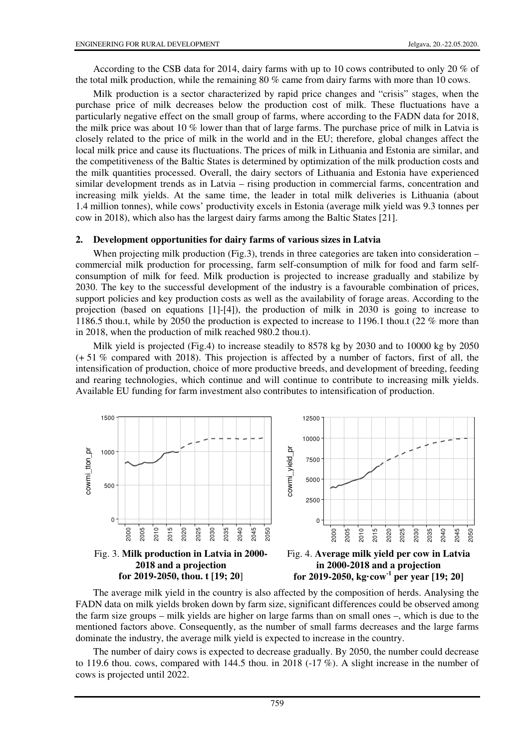According to the CSB data for 2014, dairy farms with up to 10 cows contributed to only 20 % of the total milk production, while the remaining 80 % came from dairy farms with more than 10 cows.

Milk production is a sector characterized by rapid price changes and "crisis" stages, when the purchase price of milk decreases below the production cost of milk. These fluctuations have a particularly negative effect on the small group of farms, where according to the FADN data for 2018, the milk price was about 10 % lower than that of large farms. The purchase price of milk in Latvia is closely related to the price of milk in the world and in the EU; therefore, global changes affect the local milk price and cause its fluctuations. The prices of milk in Lithuania and Estonia are similar, and the competitiveness of the Baltic States is determined by optimization of the milk production costs and the milk quantities processed. Overall, the dairy sectors of Lithuania and Estonia have experienced similar development trends as in Latvia – rising production in commercial farms, concentration and increasing milk yields. At the same time, the leader in total milk deliveries is Lithuania (about 1.4 million tonnes), while cows' productivity excels in Estonia (average milk yield was 9.3 tonnes per cow in 2018), which also has the largest dairy farms among the Baltic States [21].

## 2. Development opportunities for dairy farms of various sizes in Latvia

When projecting milk production (Fig.3), trends in three categories are taken into consideration – commercial milk production for processing, farm self-consumption of milk for food and farm self-consumption of milk for feed. Milk production is projected to increase gradually and stabilize by 2030. The key to the successful development of the industry is a favourable combination of prices, support policies and key production costs as well as the availability of forage areas. According to the projection (based on equations [1]-[4]), the production of milk in 2030 is going to increase to 1186.5 thou.t, while by 2050 the production is expected to increase to 1196.1 thou.t (22 % more than in 2018, when the production of milk reached 980.2 thou.t).

Milk yield is projected (Fig.4) to increase steadily to 8578 kg by 2030 and to 10000 kg by 2050 (+ 51 % compared with 2018). This projection is affected by a number of factors, first of all, the intensification of production, choice of more productive breeds, and development of breeding, feeding and rearing technologies, which continue and will continue to contribute to increasing milk yields. Available EU funding for farm investment also contributes to intensification of production.

Fig. 3. **Milk production in Latvia in 2000-2018 and a projection for 2019-2050, thou. t [19; 20]**

Fig. 4. **Average milk yield per cow in Latvia in 2000-2018 and a projection for 2019-2050, kg·cow$^{-1}$ per year [19; 20]**

The average milk yield in the country is also affected by the composition of herds. Analysing the FADN data on milk yields broken down by farm size, significant differences could be observed among the farm size groups – milk yields are higher on large farms than on small ones –, which is due to the mentioned factors above. Consequently, as the number of small farms decreases and the large farms dominate the industry, the average milk yield is expected to increase in the country.

The number of dairy cows is expected to decrease gradually. By 2050, the number could decrease to 119.6 thou. cows, compared with 144.5 thou. in 2018 (-17 %). A slight increase in the number of cows is projected until 2022.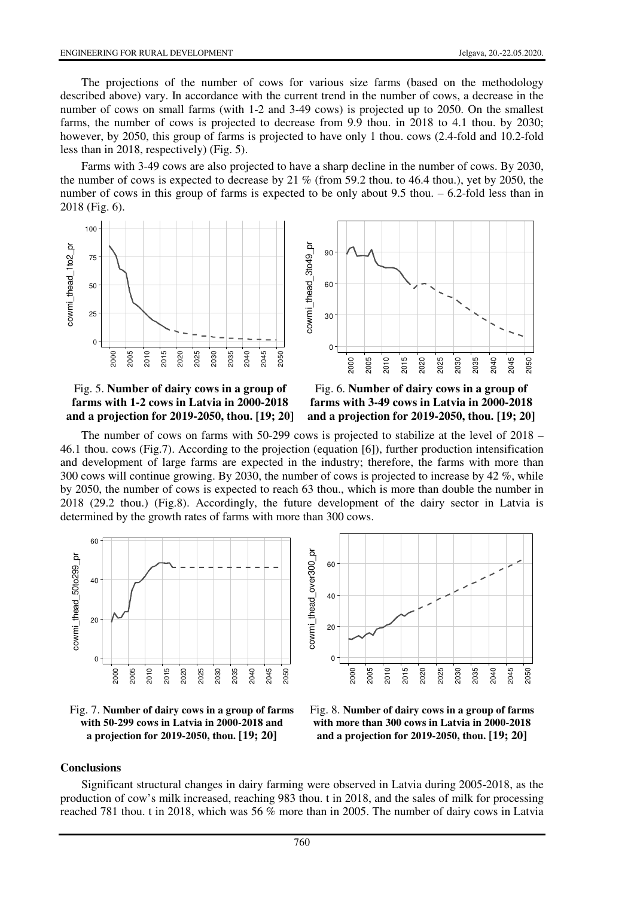The projections of the number of cows for various size farms (based on the methodology described above) vary. In accordance with the current trend in the number of cows, a decrease in the number of cows on small farms (with 1-2 and 3-49 cows) is projected up to 2050. On the smallest farms, the number of cows is projected to decrease from 9.9 thou. in 2018 to 4.1 thou. by 2030; however, by 2050, this group of farms is projected to have only 1 thou. cows (2.4-fold and 10.2-fold less than in 2018, respectively) (Fig. 5).

Farms with 3-49 cows are also projected to have a sharp decline in the number of cows. By 2030, the number of cows is expected to decrease by 21 % (from 59.2 thou. to 46.4 thou.), yet by 2050, the number of cows in this group of farms is expected to be only about 9.5 thou. – 6.2-fold less than in 2018 (Fig. 6).

Fig. 5. **Number of dairy cows in a group of farms with 1-2 cows in Latvia in 2000-2018 and a projection for 2019-2050, thou. [19; 20]**

Fig. 6. **Number of dairy cows in a group of farms with 3-49 cows in Latvia in 2000-2018 and a projection for 2019-2050, thou. [19; 20]**

The number of cows on farms with 50-299 cows is projected to stabilize at the level of 2018 – 46.1 thou. cows (Fig.7). According to the projection (equation [6]), further production intensification and development of large farms are expected in the industry; therefore, the farms with more than 300 cows will continue growing. By 2030, the number of cows is projected to increase by 42 %, while by 2050, the number of cows is expected to reach 63 thou., which is more than double the number in 2018 (29.2 thou.) (Fig.8). Accordingly, the future development of the dairy sector in Latvia is determined by the growth rates of farms with more than 300 cows.

Fig. 7. **Number of dairy cows in a group of farms with 50-299 cows in Latvia in 2000-2018 and a projection for 2019-2050, thou. [19; 20]**

Fig. 8. **Number of dairy cows in a group of farms with more than 300 cows in Latvia in 2000-2018 and a projection for 2019-2050, thou. [19; 20]**

## Conclusions

Significant structural changes in dairy farming were observed in Latvia during 2005-2018, as the production of cow's milk increased, reaching 983 thou. t in 2018, and the sales of milk for processing reached 781 thou. t in 2018, which was 56 % more than in 2005. The number of dairy cows in Latvia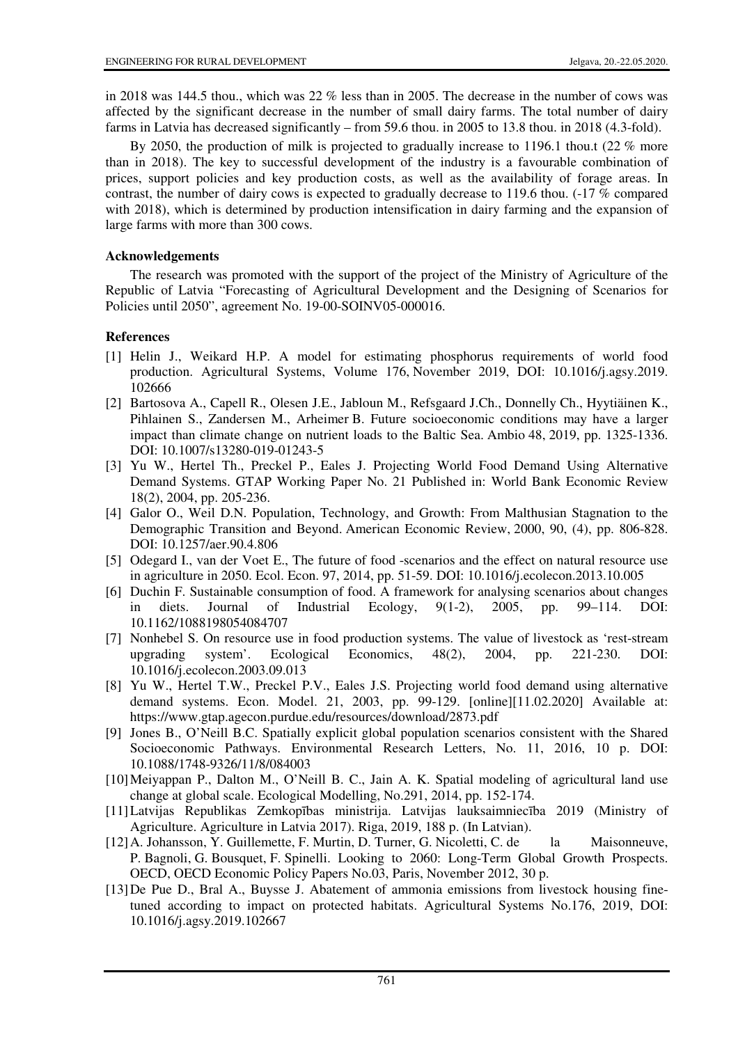in 2018 was 144.5 thou., which was 22 % less than in 2005. The decrease in the number of cows was affected by the significant decrease in the number of small dairy farms. The total number of dairy farms in Latvia has decreased significantly – from 59.6 thou. in 2005 to 13.8 thou. in 2018 (4.3-fold).

By 2050, the production of milk is projected to gradually increase to 1196.1 thou.t (22 % more than in 2018). The key to successful development of the industry is a favourable combination of prices, support policies and key production costs, as well as the availability of forage areas. In contrast, the number of dairy cows is expected to gradually decrease to 119.6 thou. (-17 % compared with 2018), which is determined by production intensification in dairy farming and the expansion of large farms with more than 300 cows.

## Acknowledgements

The research was promoted with the support of the project of the Ministry of Agriculture of the Republic of Latvia "Forecasting of Agricultural Development and the Designing of Scenarios for Policies until 2050", agreement No. 19-00-SOINV05-000016.

## References

[1] Helin J., Weikard H.P. A model for estimating phosphorus requirements of world food production. Agricultural Systems, Volume 176, November 2019, DOI: 10.1016/j.agsy.2019.102666

[2] Bartosova A., Capell R., Olesen J.E., Jabloun M., Refsgaard J.Ch., Donnelly Ch., Hyytiäinen K., Pihlainen S., Zandersen M., Arheimer B. Future socioeconomic conditions may have a larger impact than climate change on nutrient loads to the Baltic Sea. Ambio 48, 2019, pp. 1325-1336. DOI: 10.1007/s13280-019-01243-5

[3] Yu W., Hertel Th., Preckel P., Eales J. Projecting World Food Demand Using Alternative Demand Systems. GTAP Working Paper No. 21 Published in: World Bank Economic Review 18(2), 2004, pp. 205-236.

[4] Galor O., Weil D.N. Population, Technology, and Growth: From Malthusian Stagnation to the Demographic Transition and Beyond. American Economic Review, 2000, 90, (4), pp. 806-828. DOI: 10.1257/aer.90.4.806

[5] Odegard I., van der Voet E., The future of food -scenarios and the effect on natural resource use in agriculture in 2050. Ecol. Econ. 97, 2014, pp. 51-59. DOI: 10.1016/j.ecolecon.2013.10.005

[6] Duchin F. Sustainable consumption of food. A framework for analysing scenarios about changes in diets. Journal of Industrial Ecology, 9(1-2), 2005, pp. 99–114. DOI: 10.1162/1088198054084707

[7] Nonhebel S. On resource use in food production systems. The value of livestock as 'rest-stream upgrading system'. Ecological Economics, 48(2), 2004, pp. 221-230. DOI: 10.1016/j.ecolecon.2003.09.013

[8] Yu W., Hertel T.W., Preckel P.V., Eales J.S. Projecting world food demand using alternative demand systems. Econ. Model. 21, 2003, pp. 99-129. [online][11.02.2020] Available at: https://www.gtap.agecon.purdue.edu/resources/download/2873.pdf

[9] Jones B., O'Neill B.C. Spatially explicit global population scenarios consistent with the Shared Socioeconomic Pathways. Environmental Research Letters, No. 11, 2016, 10 p. DOI: 10.1088/1748-9326/11/8/084003

[10] Meiyappan P., Dalton M., O'Neill B. C., Jain A. K. Spatial modeling of agricultural land use change at global scale. Ecological Modelling, No.291, 2014, pp. 152-174.

[11] Latvijas Republikas Zemkopības ministrija. Latvijas lauksaimniecība 2019 (Ministry of Agriculture. Agriculture in Latvia 2017). Riga, 2019, 188 p. (In Latvian).

[12] A. Johansson, Y. Guillemette, F. Murtin, D. Turner, G. Nicoletti, C. de la Maisonneuve, P. Bagnoli, G. Bousquet, F. Spinelli. Looking to 2060: Long-Term Global Growth Prospects. OECD, OECD Economic Policy Papers No.03, Paris, November 2012, 30 p.

[13] De Pue D., Bral A., Buysse J. Abatement of ammonia emissions from livestock housing fine-tuned according to impact on protected habitats. Agricultural Systems No.176, 2019, DOI: 10.1016/j.agsy.2019.102667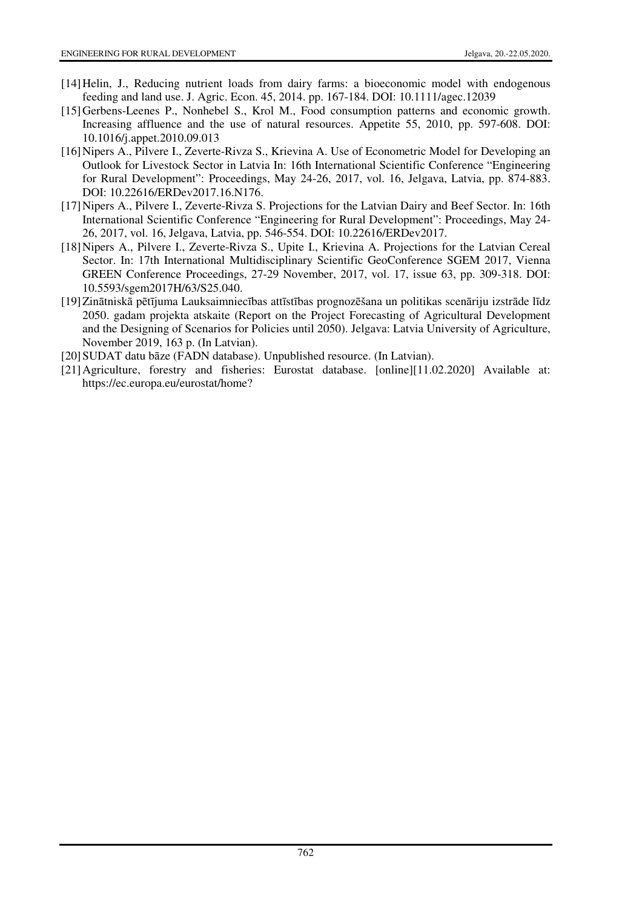[14] Helin, J., Reducing nutrient loads from dairy farms: a bioeconomic model with endogenous feeding and land use. J. Agric. Econ. 45, 2014. pp. 167-184. DOI: 10.1111/agec.12039

[15] Gerbens-Leenes P., Nonhebel S., Krol M., Food consumption patterns and economic growth. Increasing affluence and the use of natural resources. Appetite 55, 2010, pp. 597-608. DOI: 10.1016/j.appet.2010.09.013

[16] Nipers A., Pilvere I., Zeverte-Rivza S., Krievina A. Use of Econometric Model for Developing an Outlook for Livestock Sector in Latvia In: 16th International Scientific Conference "Engineering for Rural Development": Proceedings, May 24-26, 2017, vol. 16, Jelgava, Latvia, pp. 874-883. DOI: 10.22616/ERDev2017.16.N176.

[17] Nipers A., Pilvere I., Zeverte-Rivza S. Projections for the Latvian Dairy and Beef Sector. In: 16th International Scientific Conference "Engineering for Rural Development": Proceedings, May 24-26, 2017, vol. 16, Jelgava, Latvia, pp. 546-554. DOI: 10.22616/ERDev2017.

[18] Nipers A., Pilvere I., Zeverte-Rivza S., Upite I., Krievina A. Projections for the Latvian Cereal Sector. In: 17th International Multidisciplinary Scientific GeoConference SGEM 2017, Vienna GREEN Conference Proceedings, 27-29 November, 2017, vol. 17, issue 63, pp. 309-318. DOI: 10.5593/sgem2017H/63/S25.040.

[19] Zinātniskā pētījuma Lauksaimniecības attīstības prognozēšana un politikas scenāriju izstrāde līdz 2050. gadam projekta atskaite (Report on the Project Forecasting of Agricultural Development and the Designing of Scenarios for Policies until 2050). Jelgava: Latvia University of Agriculture, November 2019, 163 p. (In Latvian).

[20] SUDAT datu bāze (FADN database). Unpublished resource. (In Latvian).

[21] Agriculture, forestry and fisheries: Eurostat database. [online][11.02.2020] Available at: https://ec.europa.eu/eurostat/home?